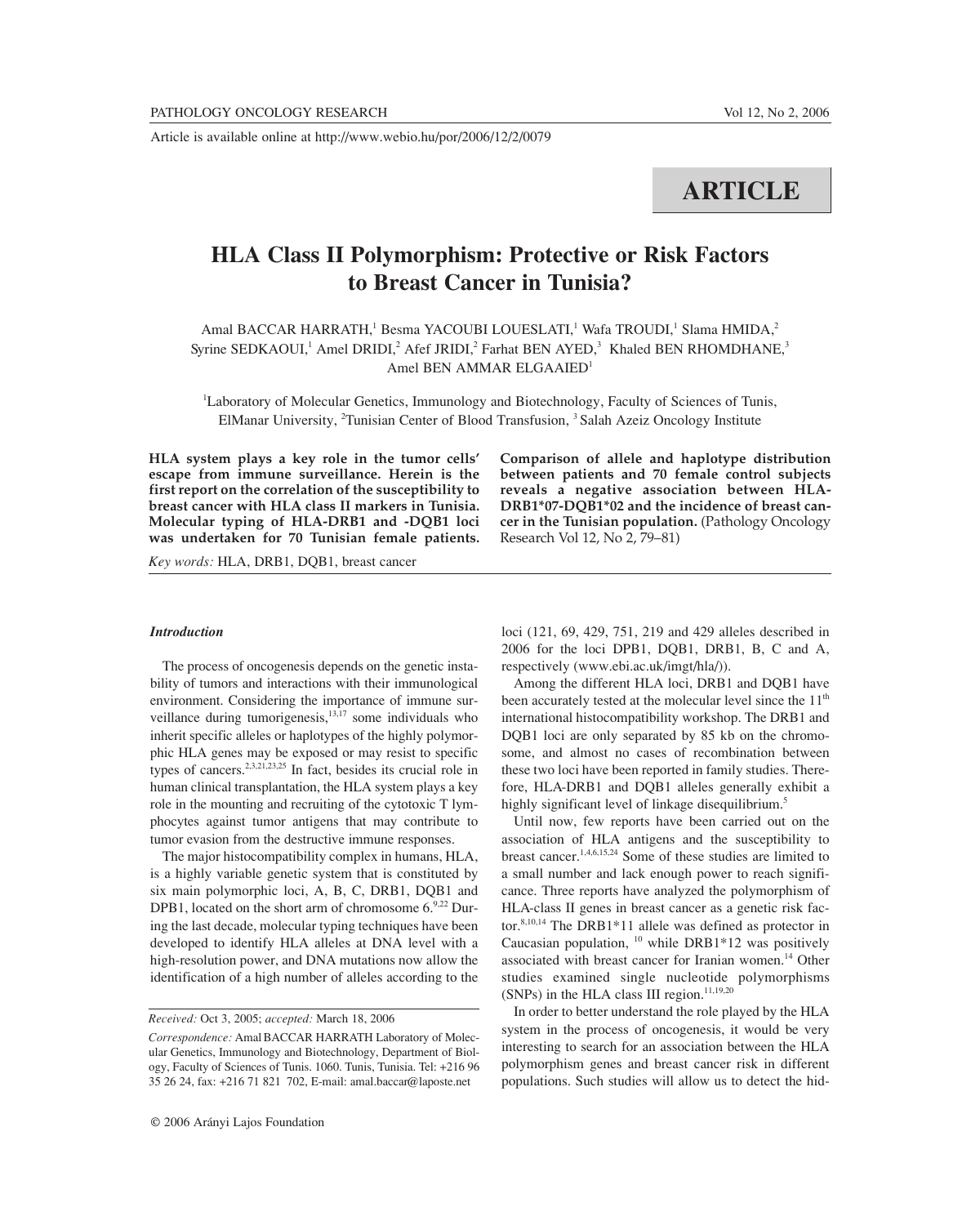Article is available online at http://www.webio.hu/por/2006/12/2/0079

ARTICLE

# HLA Class II Polymorphism: Protective or Risk Factors to Breast Cancer in Tunisia?

Amal BACCAR HARRATH,[1] Besma YACOUBI LOUESLATI,[1] Wafa TROUDI,[1] Slama HMIDA,[2] Syrine SEDKAOUI,[1] Amel DRIDI,[2] Afef JRIDI,[2] Farhat BEN AYED,[3] Khaled BEN RHOMDHANE,[3] Amel BEN AMMAR ELGAAIED[1]

[1]Laboratory of Molecular Genetics, Immunology and Biotechnology, Faculty of Sciences of Tunis, ElManar University, [2]Tunisian Center of Blood Transfusion, [3] Salah Azeiz Oncology Institute

**HLA system plays a key role in the tumor cells' escape from immune surveillance. Herein is the first report on the correlation of the susceptibility to breast cancer with HLA class II markers in Tunisia. Molecular typing of HLA-DRB1 and -DQB1 loci was undertaken for 70 Tunisian female patients. Comparison of allele and haplotype distribution between patients and 70 female control subjects reveals a negative association between HLA-DRB1*07-DQB1*02 and the incidence of breast cancer in the Tunisian population.** (Pathology Oncology Research Vol 12, No 2, 79–81)

*Key words:* HLA, DRB1, DQB1, breast cancer

### *Introduction*

The process of oncogenesis depends on the genetic instability of tumors and interactions with their immunological environment. Considering the importance of immune surveillance during tumorigenesis,[13,17] some individuals who inherit specific alleles or haplotypes of the highly polymorphic HLA genes may be exposed or may resist to specific types of cancers.[2,3,21,23,25] In fact, besides its crucial role in human clinical transplantation, the HLA system plays a key role in the mounting and recruiting of the cytotoxic T lymphocytes against tumor antigens that may contribute to tumor evasion from the destructive immune responses.

The major histocompatibility complex in humans, HLA, is a highly variable genetic system that is constituted by six main polymorphic loci, A, B, C, DRB1, DQB1 and DPB1, located on the short arm of chromosome 6.[9,22] During the last decade, molecular typing techniques have been developed to identify HLA alleles at DNA level with a high-resolution power, and DNA mutations now allow the identification of a high number of alleles according to the loci (121, 69, 429, 751, 219 and 429 alleles described in 2006 for the loci DPB1, DQB1, DRB1, B, C and A, respectively (www.ebi.ac.uk/imgt/hla/)).

Among the different HLA loci, DRB1 and DQB1 have been accurately tested at the molecular level since the 11th international histocompatibility workshop. The DRB1 and DQB1 loci are only separated by 85 kb on the chromosome, and almost no cases of recombination between these two loci have been reported in family studies. Therefore, HLA-DRB1 and DQB1 alleles generally exhibit a highly significant level of linkage disequilibrium.[5]

Until now, few reports have been carried out on the association of HLA antigens and the susceptibility to breast cancer.[1,4,6,15,24] Some of these studies are limited to a small number and lack enough power to reach significance. Three reports have analyzed the polymorphism of HLA-class II genes in breast cancer as a genetic risk factor.[8,10,14] The DRB1*11 allele was defined as protector in Caucasian population, [10] while DRB1*12 was positively associated with breast cancer for Iranian women.[14] Other studies examined single nucleotide polymorphisms (SNPs) in the HLA class III region.[11,19,20]

In order to better understand the role played by the HLA system in the process of oncogenesis, it would be very interesting to search for an association between the HLA polymorphism genes and breast cancer risk in different populations. Such studies will allow us to detect the hid-

*Received:* Oct 3, 2005; *accepted:* March 18, 2006

*Correspondence:* Amal BACCAR HARRATH Laboratory of Molecular Genetics, Immunology and Biotechnology, Department of Biology, Faculty of Sciences of Tunis. 1060. Tunis, Tunisia. Tel: +216 96 35 26 24, fax: +216 71 821 702, E-mail: amal.baccar@laposte.net

© 2006 Arányi Lajos Foundation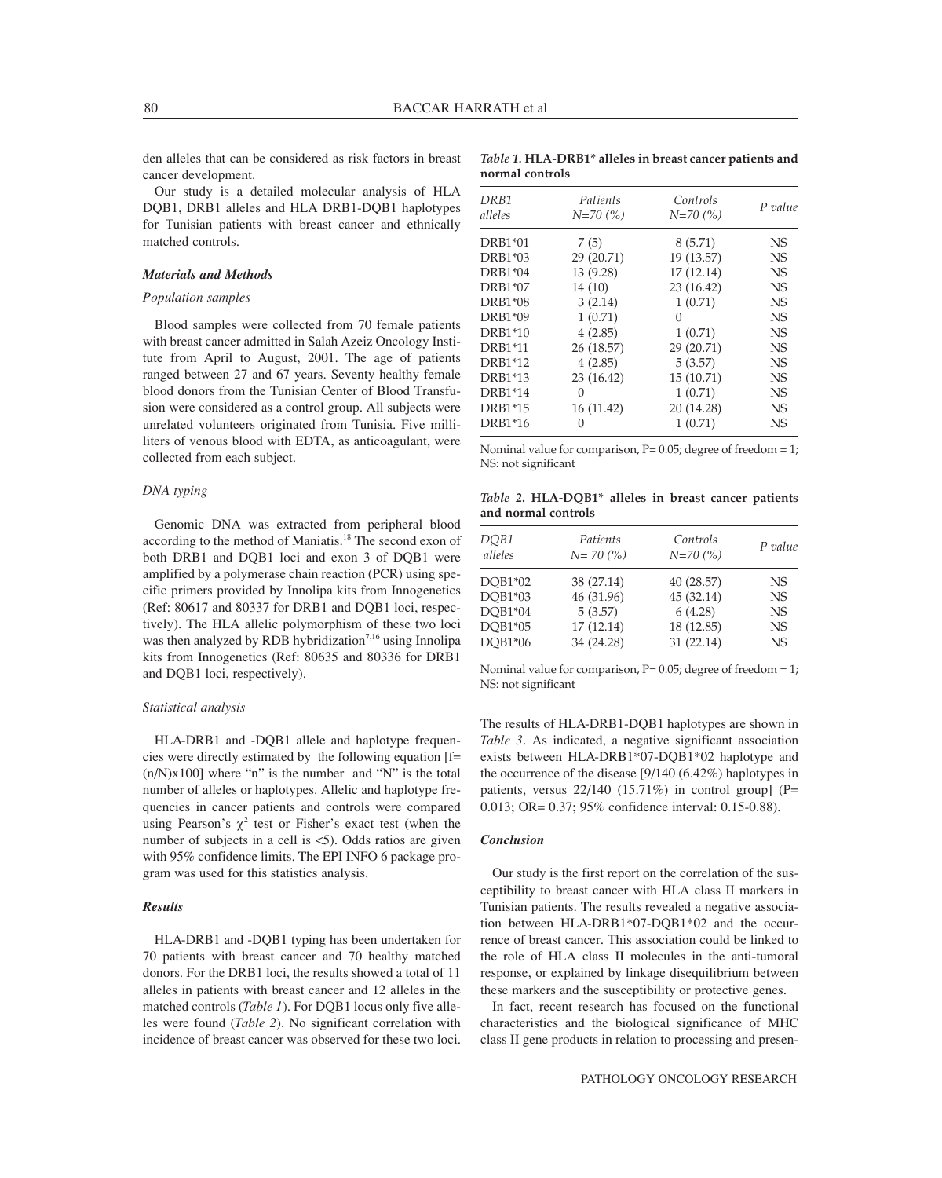den alleles that can be considered as risk factors in breast cancer development.

Our study is a detailed molecular analysis of HLA DQB1, DRB1 alleles and HLA DRB1-DQB1 haplotypes for Tunisian patients with breast cancer and ethnically matched controls.

### *Materials and Methods*

#### *Population samples*

Blood samples were collected from 70 female patients with breast cancer admitted in Salah Azeiz Oncology Institute from April to August, 2001. The age of patients ranged between 27 and 67 years. Seventy healthy female blood donors from the Tunisian Center of Blood Transfusion were considered as a control group. All subjects were unrelated volunteers originated from Tunisia. Five milliliters of venous blood with EDTA, as anticoagulant, were collected from each subject.

#### *DNA typing*

Genomic DNA was extracted from peripheral blood according to the method of Maniatis.[18] The second exon of both DRB1 and DQB1 loci and exon 3 of DQB1 were amplified by a polymerase chain reaction (PCR) using specific primers provided by Innolipa kits from Innogenetics (Ref: 80617 and 80337 for DRB1 and DQB1 loci, respectively). The HLA allelic polymorphism of these two loci was then analyzed by RDB hybridization[7,16] using Innolipa kits from Innogenetics (Ref: 80635 and 80336 for DRB1 and DQB1 loci, respectively).

#### *Statistical analysis*

HLA-DRB1 and -DQB1 allele and haplotype frequencies were directly estimated by the following equation [f= (n/N)x100] where "n" is the number and "N" is the total number of alleles or haplotypes. Allelic and haplotype frequencies in cancer patients and controls were compared using Pearson's $\chi^2$ test or Fisher's exact test (when the number of subjects in a cell is <5). Odds ratios are given with 95% confidence limits. The EPI INFO 6 package program was used for this statistics analysis.

### *Results*

HLA-DRB1 and -DQB1 typing has been undertaken for 70 patients with breast cancer and 70 healthy matched donors. For the DRB1 loci, the results showed a total of 11 alleles in patients with breast cancer and 12 alleles in the matched controls (*Table 1*). For DQB1 locus only five alleles were found (*Table 2*). No significant correlation with incidence of breast cancer was observed for these two loci.

***Table 1.* HLA-DRB1\* alleles in breast cancer patients and normal controls**

| *DRB1 alleles* | *Patients N=70 (%)* | *Controls N=70 (%)* | *P value* |
|---|---|---|---|
| DRB1*01 | 7 (5) | 8 (5.71) | NS |
| DRB1*03 | 29 (20.71) | 19 (13.57) | NS |
| DRB1*04 | 13 (9.28) | 17 (12.14) | NS |
| DRB1*07 | 14 (10) | 23 (16.42) | NS |
| DRB1*08 | 3 (2.14) | 1 (0.71) | NS |
| DRB1*09 | 1 (0.71) | 0 | NS |
| DRB1*10 | 4 (2.85) | 1 (0.71) | NS |
| DRB1*11 | 26 (18.57) | 29 (20.71) | NS |
| DRB1*12 | 4 (2.85) | 5 (3.57) | NS |
| DRB1*13 | 23 (16.42) | 15 (10.71) | NS |
| DRB1*14 | 0 | 1 (0.71) | NS |
| DRB1*15 | 16 (11.42) | 20 (14.28) | NS |
| DRB1*16 | 0 | 1 (0.71) | NS |

Nominal value for comparison, P= 0.05; degree of freedom = 1; NS: not significant

***Table 2.* HLA-DQB1\* alleles in breast cancer patients and normal controls**

| *DQB1 alleles* | *Patients N= 70 (%)* | *Controls N=70 (%)* | *P value* |
|---|---|---|---|
| DQB1*02 | 38 (27.14) | 40 (28.57) | NS |
| DQB1*03 | 46 (31.96) | 45 (32.14) | NS |
| DQB1*04 | 5 (3.57) | 6 (4.28) | NS |
| DQB1*05 | 17 (12.14) | 18 (12.85) | NS |
| DQB1*06 | 34 (24.28) | 31 (22.14) | NS |

Nominal value for comparison, P= 0.05; degree of freedom = 1; NS: not significant

The results of HLA-DRB1-DQB1 haplotypes are shown in *Table 3*. As indicated, a negative significant association exists between HLA-DRB1*07-DQB1*02 haplotype and the occurrence of the disease [9/140 (6.42%) haplotypes in patients, versus 22/140 (15.71%) in control group] (P= 0.013; OR= 0.37; 95% confidence interval: 0.15-0.88).

### *Conclusion*

Our study is the first report on the correlation of the susceptibility to breast cancer with HLA class II markers in Tunisian patients. The results revealed a negative association between HLA-DRB1*07-DQB1*02 and the occurrence of breast cancer. This association could be linked to the role of HLA class II molecules in the anti-tumoral response, or explained by linkage disequilibrium between these markers and the susceptibility or protective genes.

In fact, recent research has focused on the functional characteristics and the biological significance of MHC class II gene products in relation to processing and presen-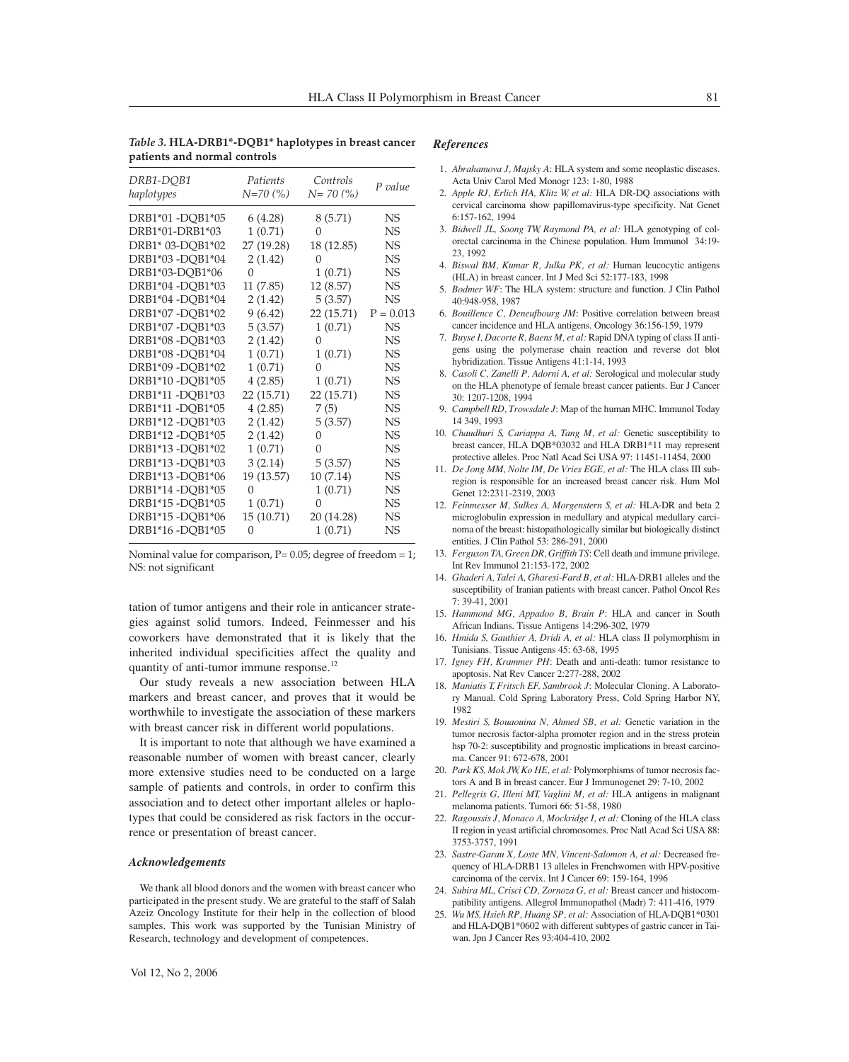*Table 3.* **HLA-DRB1*-DQB1* haplotypes in breast cancer patients and normal controls**

| *DRB1-DQB1 haplotypes* | *Patients N=70 (%)* | *Controls N= 70 (%)* | *P value* |
|---|---|---|---|
| DRB1*01 -DQB1*05 | 6 (4.28) | 8 (5.71) | NS |
| DRB1*01-DRB1*03 | 1 (0.71) | 0 | NS |
| DRB1* 03-DQB1*02 | 27 (19.28) | 18 (12.85) | NS |
| DRB1*03 -DQB1*04 | 2 (1.42) | 0 | NS |
| DRB1*03-DQB1*06 | 0 | 1 (0.71) | NS |
| DRB1*04 -DQB1*03 | 11 (7.85) | 12 (8.57) | NS |
| DRB1*04 -DQB1*04 | 2 (1.42) | 5 (3.57) | NS |
| DRB1*07 -DQB1*02 | 9 (6.42) | 22 (15.71) | P = 0.013 |
| DRB1*07 -DQB1*03 | 5 (3.57) | 1 (0.71) | NS |
| DRB1*08 -DQB1*03 | 2 (1.42) | 0 | NS |
| DRB1*08 -DQB1*04 | 1 (0.71) | 1 (0.71) | NS |
| DRB1*09 -DQB1*02 | 1 (0.71) | 0 | NS |
| DRB1*10 -DQB1*05 | 4 (2.85) | 1 (0.71) | NS |
| DRB1*11 -DQB1*03 | 22 (15.71) | 22 (15.71) | NS |
| DRB1*11 -DQB1*05 | 4 (2.85) | 7 (5) | NS |
| DRB1*12 -DQB1*03 | 2 (1.42) | 5 (3.57) | NS |
| DRB1*12 -DQB1*05 | 2 (1.42) | 0 | NS |
| DRB1*13 -DQB1*02 | 1 (0.71) | 0 | NS |
| DRB1*13 -DQB1*03 | 3 (2.14) | 5 (3.57) | NS |
| DRB1*13 -DQB1*06 | 19 (13.57) | 10 (7.14) | NS |
| DRB1*14 -DQB1*05 | 0 | 1 (0.71) | NS |
| DRB1*15 -DQB1*05 | 1 (0.71) | 0 | NS |
| DRB1*15 -DQB1*06 | 15 (10.71) | 20 (14.28) | NS |
| DRB1*16 -DQB1*05 | 0 | 1 (0.71) | NS |

Nominal value for comparison, P= 0.05; degree of freedom = 1; NS: not significant

tation of tumor antigens and their role in anticancer strategies against solid tumors. Indeed, Feinmesser and his coworkers have demonstrated that it is likely that the inherited individual specificities affect the quality and quantity of anti-tumor immune response.[12]

Our study reveals a new association between HLA markers and breast cancer, and proves that it would be worthwhile to investigate the association of these markers with breast cancer risk in different world populations.

It is important to note that although we have examined a reasonable number of women with breast cancer, clearly more extensive studies need to be conducted on a large sample of patients and controls, in order to confirm this association and to detect other important alleles or haplotypes that could be considered as risk factors in the occurrence or presentation of breast cancer.

### *Acknowledgements*

We thank all blood donors and the women with breast cancer who participated in the present study. We are grateful to the staff of Salah Azeiz Oncology Institute for their help in the collection of blood samples. This work was supported by the Tunisian Ministry of Research, technology and development of competences.

### *References*

1. *Abrahamova J, Majsky A*: HLA system and some neoplastic diseases. Acta Univ Carol Med Monogr 123: 1-80, 1988
2. *Apple RJ, Erlich HA, Klitz W, et al:* HLA DR-DQ associations with cervical carcinoma show papillomavirus-type specificity. Nat Genet 6:157-162, 1994
3. *Bidwell JL, Soong TW, Raymond PA, et al:* HLA genotyping of colorectal carcinoma in the Chinese population. Hum Immunol 34:19-23, 1992
4. *Biswal BM, Kumar R, Julka PK, et al:* Human leucocytic antigens (HLA) in breast cancer. Int J Med Sci 52:177-183, 1998
5. *Bodmer WF*: The HLA system: structure and function. J Clin Pathol 40:948-958, 1987
6. *Bouillence C, Deneufbourg JM*: Positive correlation between breast cancer incidence and HLA antigens. Oncology 36:156-159, 1979
7. *Buyse I, Dacorte R, Baens M, et al:* Rapid DNA typing of class II antigens using the polymerase chain reaction and reverse dot blot hybridization. Tissue Antigens 41:1-14, 1993
8. *Casoli C, Zanelli P, Adorni A, et al:* Serological and molecular study on the HLA phenotype of female breast cancer patients. Eur J Cancer 30: 1207-1208, 1994
9. *Campbell RD, Trowsdale J*: Map of the human MHC. Immunol Today 14 349, 1993
10. *Chaudhuri S, Cariappa A, Tang M, et al:* Genetic susceptibility to breast cancer, HLA DQB*03032 and HLA DRB1*11 may represent protective alleles. Proc Natl Acad Sci USA 97: 11451-11454, 2000
11. *De Jong MM, Nolte IM, De Vries EGE, et al:* The HLA class III subregion is responsible for an increased breast cancer risk. Hum Mol Genet 12:2311-2319, 2003
12. *Feinmesser M, Sulkes A, Morgenstern S, et al:* HLA-DR and beta 2 microglobulin expression in medullary and atypical medullary carcinoma of the breast: histopathologically similar but biologically distinct entities. J Clin Pathol 53: 286-291, 2000
13. *Ferguson TA, Green DR, Griffith TS*: Cell death and immune privilege. Int Rev Immunol 21:153-172, 2002
14. *Ghaderi A, Talei A, Gharesi-Fard B, et al:* HLA-DRB1 alleles and the susceptibility of Iranian patients with breast cancer. Pathol Oncol Res 7: 39-41, 2001
15. *Hammond MG, Appadoo B, Brain P*: HLA and cancer in South African Indians. Tissue Antigens 14:296-302, 1979
16. *Hmida S, Gauthier A, Dridi A, et al:* HLA class II polymorphism in Tunisians. Tissue Antigens 45: 63-68, 1995
17. *Igney FH, Krammer PH*: Death and anti-death: tumor resistance to apoptosis. Nat Rev Cancer 2:277-288, 2002
18. *Maniatis T, Fritsch EF, Sambrook J*: Molecular Cloning. A Laboratory Manual. Cold Spring Laboratory Press, Cold Spring Harbor NY, 1982
19. *Mestiri S, Bouaouina N, Ahmed SB, et al:* Genetic variation in the tumor necrosis factor-alpha promoter region and in the stress protein hsp 70-2: susceptibility and prognostic implications in breast carcinoma. Cancer 91: 672-678, 2001
20. *Park KS, Mok JW, Ko HE, et al:* Polymorphisms of tumor necrosis factors A and B in breast cancer. Eur J Immunogenet 29: 7-10, 2002
21. *Pellegris G, Illeni MT, Vaglini M, et al:* HLA antigens in malignant melanoma patients. Tumori 66: 51-58, 1980
22. *Ragoussis J, Monaco A, Mockridge I, et al:* Cloning of the HLA class II region in yeast artificial chromosomes. Proc Natl Acad Sci USA 88: 3753-3757, 1991
23. *Sastre-Garau X, Loste MN, Vincent-Salomon A, et al:* Decreased frequency of HLA-DRB1 13 alleles in Frenchwomen with HPV-positive carcinoma of the cervix. Int J Cancer 69: 159-164, 1996
24. *Subira ML, Crisci CD, Zornoza G, et al:* Breast cancer and histocompatibility antigens. Allegrol Immunopathol (Madr) 7: 411-416, 1979
25. *Wu MS, Hsieh RP, Huang SP, et al:* Association of HLA-DQB1*0301 and HLA-DQB1*0602 with different subtypes of gastric cancer in Taiwan. Jpn J Cancer Res 93:404-410, 2002